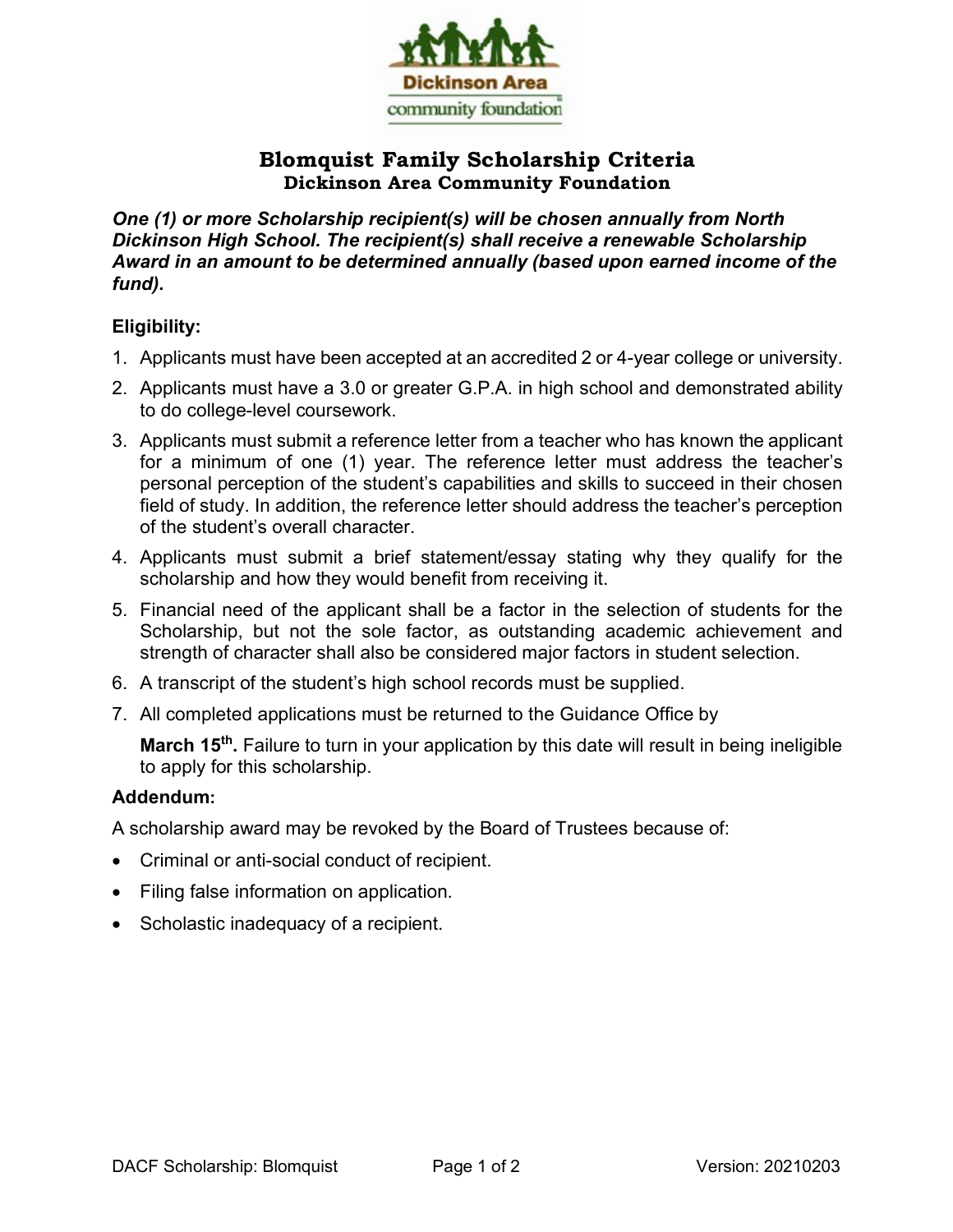Dickinson Area community foundation

# Blomquist Family Scholarship Criteria
## Dickinson Area Community Foundation

***One (1) or more Scholarship recipient(s) will be chosen annually from North Dickinson High School. The recipient(s) shall receive a renewable Scholarship Award in an amount to be determined annually (based upon earned income of the fund).***

**Eligibility:**

1. Applicants must have been accepted at an accredited 2 or 4-year college or university.
2. Applicants must have a 3.0 or greater G.P.A. in high school and demonstrated ability to do college-level coursework.
3. Applicants must submit a reference letter from a teacher who has known the applicant for a minimum of one (1) year. The reference letter must address the teacher's personal perception of the student's capabilities and skills to succeed in their chosen field of study. In addition, the reference letter should address the teacher's perception of the student's overall character.
4. Applicants must submit a brief statement/essay stating why they qualify for the scholarship and how they would benefit from receiving it.
5. Financial need of the applicant shall be a factor in the selection of students for the Scholarship, but not the sole factor, as outstanding academic achievement and strength of character shall also be considered major factors in student selection.
6. A transcript of the student's high school records must be supplied.
7. All completed applications must be returned to the Guidance Office by

   **March 15th.** Failure to turn in your application by this date will result in being ineligible to apply for this scholarship.

**Addendum:**

A scholarship award may be revoked by the Board of Trustees because of:

- Criminal or anti-social conduct of recipient.
- Filing false information on application.
- Scholastic inadequacy of a recipient.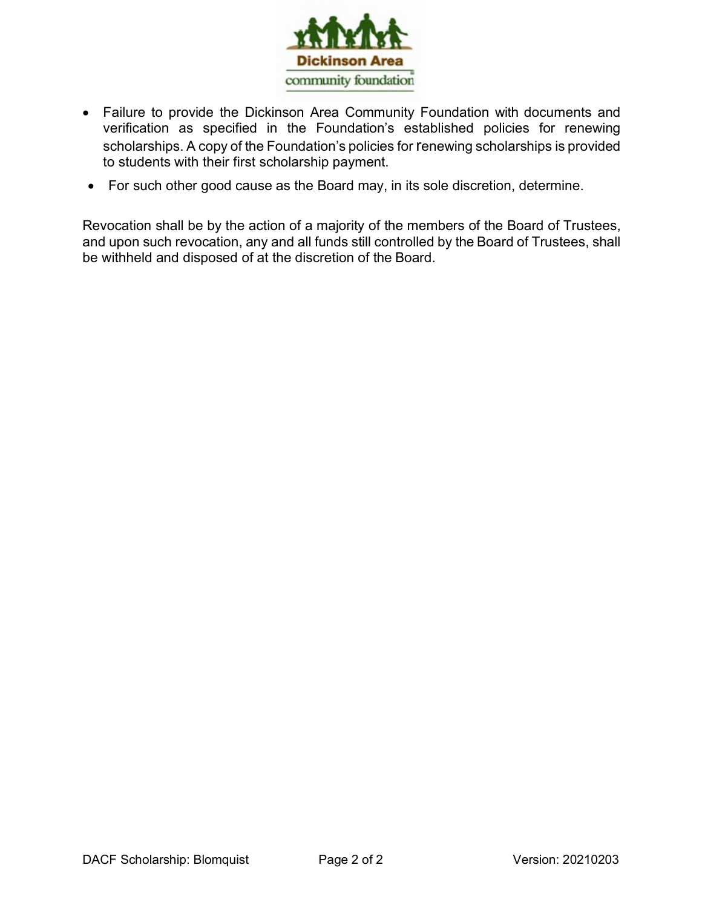- Failure to provide the Dickinson Area Community Foundation with documents and verification as specified in the Foundation's established policies for renewing scholarships. A copy of the Foundation's policies for renewing scholarships is provided to students with their first scholarship payment.
- For such other good cause as the Board may, in its sole discretion, determine.

Revocation shall be by the action of a majority of the members of the Board of Trustees, and upon such revocation, any and all funds still controlled by the Board of Trustees, shall be withheld and disposed of at the discretion of the Board.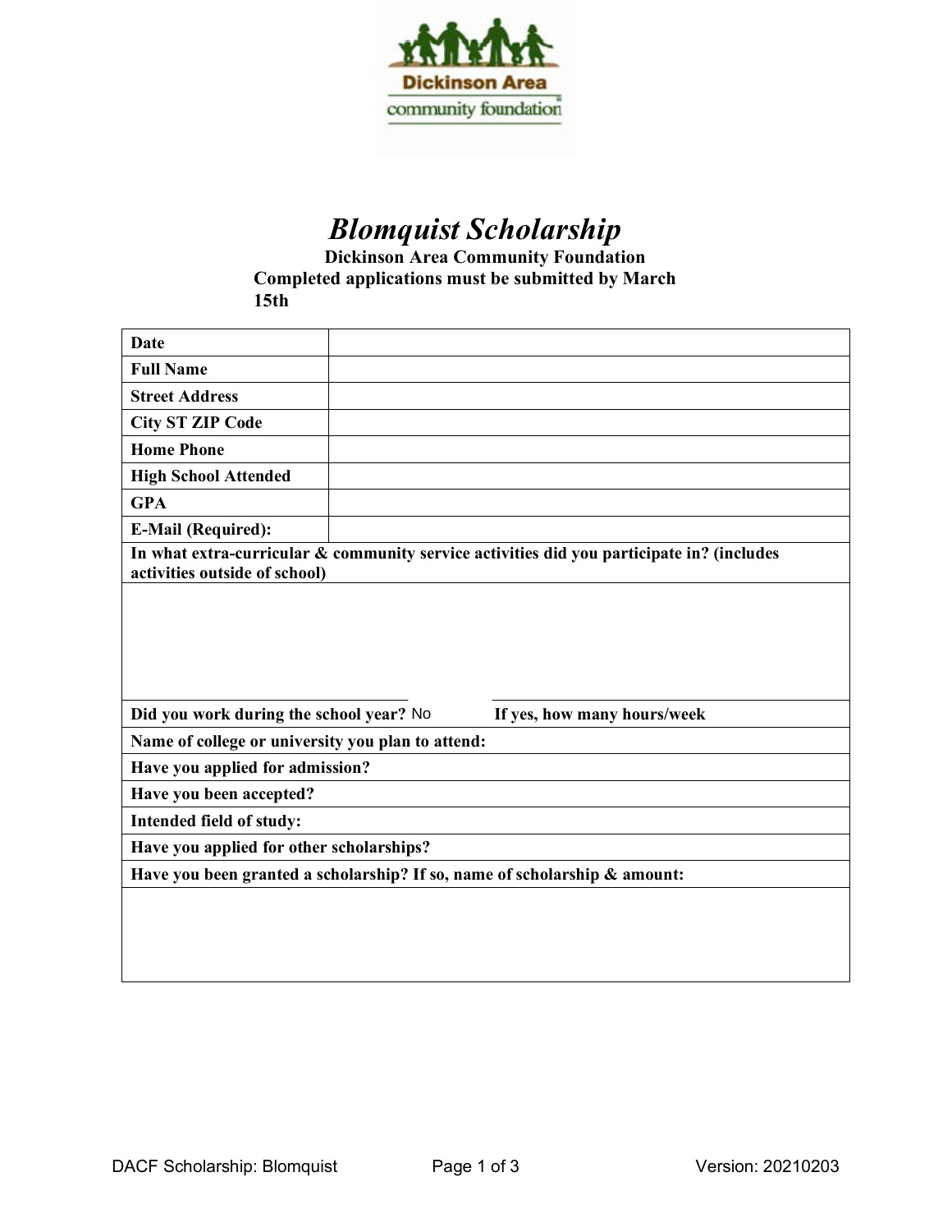# *Blomquist Scholarship*

**Dickinson Area Community Foundation**

**Completed applications must be submitted by March 15th**

| | |
|---|---|
| **Date** | |
| **Full Name** | |
| **Street Address** | |
| **City ST ZIP Code** | |
| **Home Phone** | |
| **High School Attended** | |
| **GPA** | |
| **E-Mail (Required):** | |

**In what extra-curricular & community service activities did you participate in? (includes activities outside of school)**

**Did you work during the school year?** No **If yes, how many hours/week**

**Name of college or university you plan to attend:**

**Have you applied for admission?**

**Have you been accepted?**

**Intended field of study:**

**Have you applied for other scholarships?**

**Have you been granted a scholarship? If so, name of scholarship & amount:**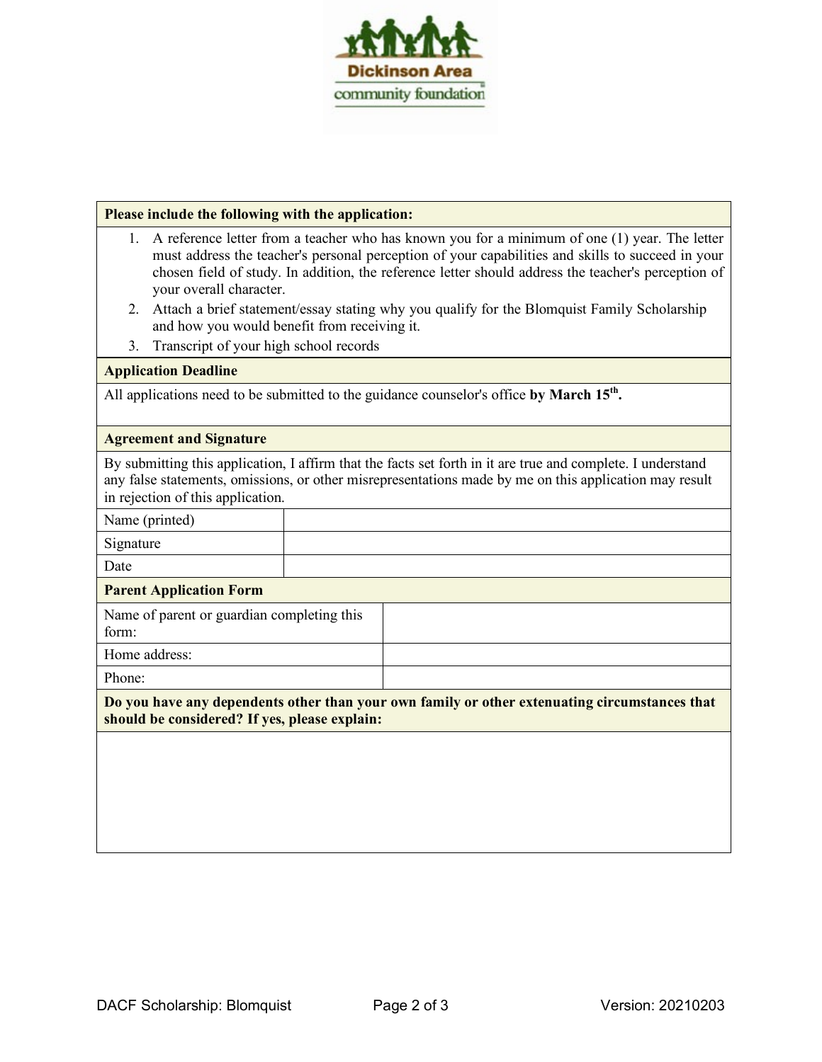Dickinson Area community foundation

| Please include the following with the application: |
| --- |

1. A reference letter from a teacher who has known you for a minimum of one (1) year. The letter must address the teacher's personal perception of your capabilities and skills to succeed in your chosen field of study. In addition, the reference letter should address the teacher's perception of your overall character.
2. Attach a brief statement/essay stating why you qualify for the Blomquist Family Scholarship and how you would benefit from receiving it.
3. Transcript of your high school records

**Application Deadline**

All applications need to be submitted to the guidance counselor's office **by March 15th.**

**Agreement and Signature**

By submitting this application, I affirm that the facts set forth in it are true and complete. I understand any false statements, omissions, or other misrepresentations made by me on this application may result in rejection of this application.

| Name (printed) | |
| --- | --- |
| Signature | |
| Date | |

**Parent Application Form**

| Name of parent or guardian completing this form: | |
| --- | --- |
| Home address: | |
| Phone: | |

**Do you have any dependents other than your own family or other extenuating circumstances that should be considered? If yes, please explain:**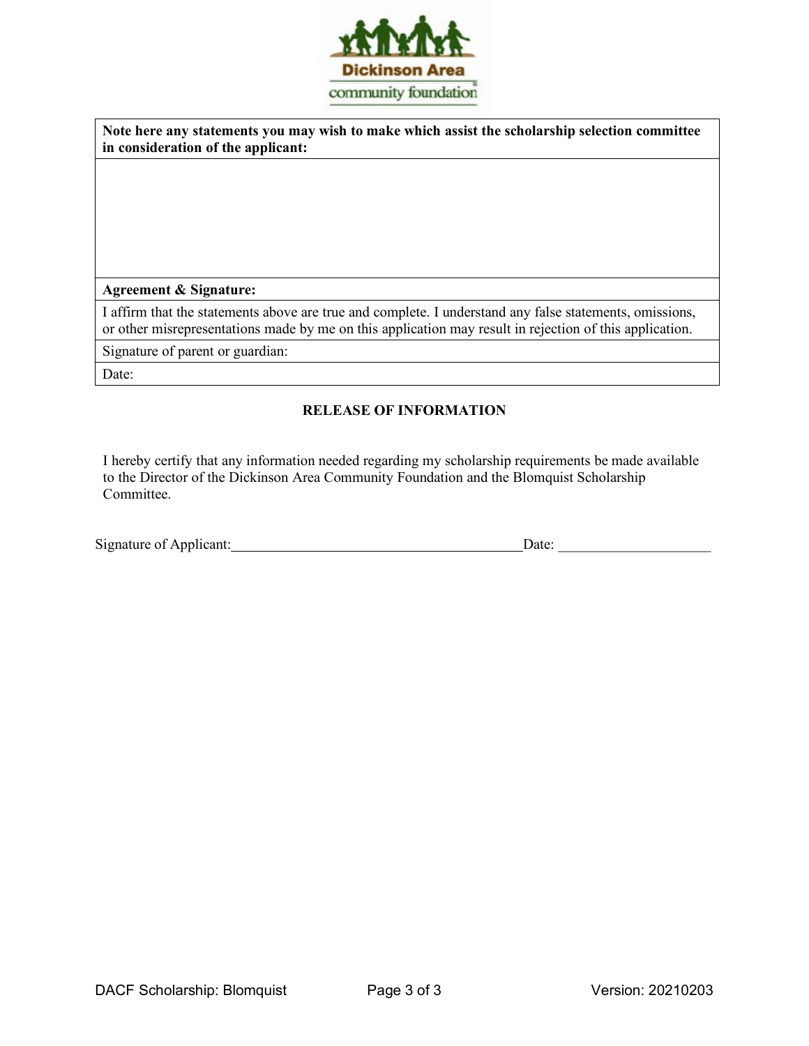| |
|---|
| **Note here any statements you may wish to make which assist the scholarship selection committee in consideration of the applicant:** |
| |
| **Agreement & Signature:** |
| I affirm that the statements above are true and complete. I understand any false statements, omissions, or other misrepresentations made by me on this application may result in rejection of this application. |
| Signature of parent or guardian: |
| Date: |

**RELEASE OF INFORMATION**

I hereby certify that any information needed regarding my scholarship requirements be made available to the Director of the Dickinson Area Community Foundation and the Blomquist Scholarship Committee.

Signature of Applicant:\_\_\_\_\_\_\_\_\_\_\_\_\_\_\_\_\_\_\_\_\_\_\_\_\_\_\_\_\_\_\_\_\_\_\_\_\_\_\_\_Date: \_\_\_\_\_\_\_\_\_\_\_\_\_\_\_\_\_\_\_\_\_